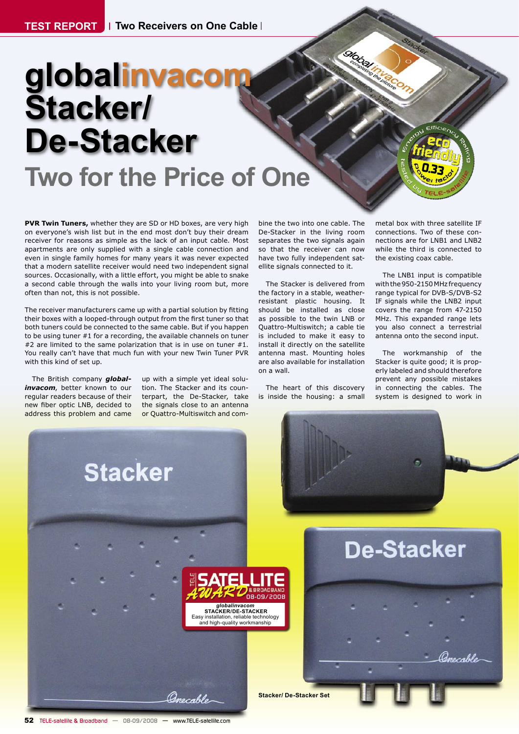# globalinvacom Stacker/ De-Stacker

## Two for the Price of One

**PVR Twin Tuners,** whether they are SD or HD boxes, are very high on everyone's wish list but in the end most don't buy their dream receiver for reasons as simple as the lack of an input cable. Most apartments are only supplied with a single cable connection and even in single family homes for many years it was never expected that a modern satellite receiver would need two independent signal sources. Occasionally, with a little effort, you might be able to snake a second cable through the walls into your living room but, more often than not, this is not possible.

The receiver manufacturers came up with a partial solution by fitting their boxes with a looped-through output from the first tuner so that both tuners could be connected to the same cable. But if you happen to be using tuner #1 for a recording, the available channels on tuner #2 are limited to the same polarization that is in use on tuner #1. You really can't have that much fun with your new Twin Tuner PVR with this kind of set up.

The British company ***global-invacom***, better known to our regular readers because of their new fiber optic LNB, decided to address this problem and came up with a simple yet ideal solution. The Stacker and its counterpart, the De-Stacker, take the signals close to an antenna or Quattro-Multiswitch and combine the two into one cable. The De-Stacker in the living room separates the two signals again so that the receiver can now have two fully independent satellite signals connected to it.

The Stacker is delivered from the factory in a stable, weather-resistant plastic housing. It should be installed as close as possible to the twin LNB or Quattro-Multiswitch; a cable tie is included to make it easy to install it directly on the satellite antenna mast. Mounting holes are also available for installation on a wall.

The heart of this discovery is inside the housing: a small metal box with three satellite IF connections. Two of these connections are for LNB1 and LNB2 while the third is connected to the existing coax cable.

The LNB1 input is compatible with the 950-2150 MHz frequency range typical for DVB-S/DVB-S2 IF signals while the LNB2 input covers the range from 47-2150 MHz. This expanded range lets you also connect a terrestrial antenna onto the second input.

The workmanship of the Stacker is quite good; it is properly labeled and should therefore prevent any possible mistakes in connecting the cables. The system is designed to work in

Stacker/ De-Stacker Set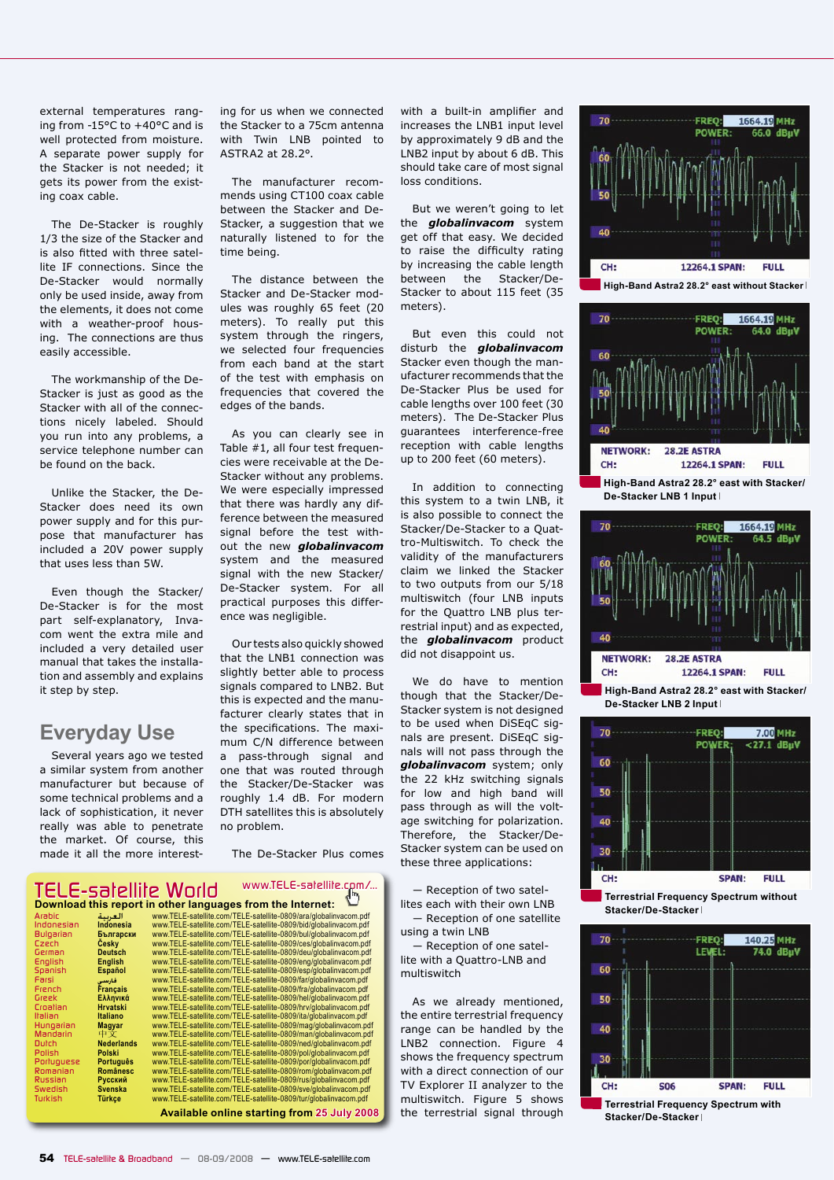external temperatures ranging from -15°C to +40°C and is well protected from moisture. A separate power supply for the Stacker is not needed; it gets its power from the existing coax cable.

The De-Stacker is roughly 1/3 the size of the Stacker and is also fitted with three satellite IF connections. Since the De-Stacker would normally only be used inside, away from the elements, it does not come with a weather-proof housing. The connections are thus easily accessible.

The workmanship of the De-Stacker is just as good as the Stacker with all of the connections nicely labeled. Should you run into any problems, a service telephone number can be found on the back.

Unlike the Stacker, the De-Stacker does need its own power supply and for this purpose that manufacturer has included a 20V power supply that uses less than 5W.

Even though the Stacker/De-Stacker is for the most part self-explanatory, Invacom went the extra mile and included a very detailed user manual that takes the installation and assembly and explains it step by step.

## Everyday Use

Several years ago we tested a similar system from another manufacturer but because of some technical problems and a lack of sophistication, it never really was able to penetrate the market. Of course, this made it all the more interesting for us when we connected the Stacker to a 75cm antenna with Twin LNB pointed to ASTRA2 at 28.2°.

The manufacturer recommends using CT100 coax cable between the Stacker and De-Stacker, a suggestion that we naturally listened to for the time being.

The distance between the Stacker and De-Stacker modules was roughly 65 feet (20 meters). To really put this system through the ringers, we selected four frequencies from each band at the start of the test with emphasis on frequencies that covered the edges of the bands.

As you can clearly see in Table #1, all four test frequencies were receivable at the De-Stacker without any problems. We were especially impressed that there was hardly any difference between the measured signal before the test without the new ***globalinvacom*** system and the measured signal with the new Stacker/De-Stacker system. For all practical purposes this difference was negligible.

Our tests also quickly showed that the LNB1 connection was slightly better able to process signals compared to LNB2. But this is expected and the manufacturer clearly states that in the specifications. The maximum C/N difference between a pass-through signal and one that was routed through the Stacker/De-Stacker was roughly 1.4 dB. For modern DTH satellites this is absolutely no problem.

The De-Stacker Plus comes with a built-in amplifier and increases the LNB1 input level by approximately 9 dB and the LNB2 input by about 6 dB. This should take care of most signal loss conditions.

But we weren't going to let the ***globalinvacom*** system get off that easy. We decided to raise the difficulty rating by increasing the cable length between the Stacker/De-Stacker to about 115 feet (35 meters).

But even this could not disturb the ***globalinvacom*** Stacker even though the manufacturer recommends that the De-Stacker Plus be used for cable lengths over 100 feet (30 meters). The De-Stacker Plus guarantees interference-free reception with cable lengths up to 200 feet (60 meters).

In addition to connecting this system to a twin LNB, it is also possible to connect the Stacker/De-Stacker to a Quattro-Multiswitch. To check the validity of the manufacturers claim we linked the Stacker to two outputs from our 5/18 multiswitch (four LNB inputs for the Quattro LNB plus terrestrial input) and as expected, the ***globalinvacom*** product did not disappoint us.

We do have to mention though that the Stacker/De-Stacker system is not designed to be used when DiSEqC signals are present. DiSEqC signals will not pass through the ***globalinvacom*** system; only the 22 kHz switching signals for low and high band will pass through as will the voltage switching for polarization. Therefore, the Stacker/De-Stacker system can be used on these three applications:

— Reception of two satellites each with their own LNB
— Reception of one satellite using a twin LNB
— Reception of one satellite with a Quattro-LNB and multiswitch

As we already mentioned, the entire terrestrial frequency range can be handled by the LNB2 connection. Figure 4 shows the frequency spectrum with a direct connection of our TV Explorer II analyzer to the multiswitch. Figure 5 shows the terrestrial signal through

**TELE-satellite World** www.TELE-satellite.com/...

**Download this report in other languages from the Internet:**

| Language | | URL |
|---|---|---|
| Arabic | العربية | www.TELE-satellite.com/TELE-satellite-0809/ara/globalinvacom.pdf |
| Indonesian | Indonesia | www.TELE-satellite.com/TELE-satellite-0809/bid/globalinvacom.pdf |
| Bulgarian | Български | www.TELE-satellite.com/TELE-satellite-0809/bul/globalinvacom.pdf |
| Czech | Česky | www.TELE-satellite.com/TELE-satellite-0809/ces/globalinvacom.pdf |
| German | Deutsch | www.TELE-satellite.com/TELE-satellite-0809/deu/globalinvacom.pdf |
| English | English | www.TELE-satellite.com/TELE-satellite-0809/eng/globalinvacom.pdf |
| Spanish | Español | www.TELE-satellite.com/TELE-satellite-0809/esp/globalinvacom.pdf |
| Farsi | فارسی | www.TELE-satellite.com/TELE-satellite-0809/far/globalinvacom.pdf |
| French | Français | www.TELE-satellite.com/TELE-satellite-0809/fra/globalinvacom.pdf |
| Greek | Ελληνικά | www.TELE-satellite.com/TELE-satellite-0809/hel/globalinvacom.pdf |
| Croatian | Hrvatski | www.TELE-satellite.com/TELE-satellite-0809/hrv/globalinvacom.pdf |
| Italian | Italiano | www.TELE-satellite.com/TELE-satellite-0809/ita/globalinvacom.pdf |
| Hungarian | Magyar | www.TELE-satellite.com/TELE-satellite-0809/mag/globalinvacom.pdf |
| Mandarin | 中文 | www.TELE-satellite.com/TELE-satellite-0809/man/globalinvacom.pdf |
| Dutch | Nederlands | www.TELE-satellite.com/TELE-satellite-0809/ned/globalinvacom.pdf |
| Polish | Polski | www.TELE-satellite.com/TELE-satellite-0809/pol/globalinvacom.pdf |
| Portuguese | Português | www.TELE-satellite.com/TELE-satellite-0809/por/globalinvacom.pdf |
| Romanian | Românesc | www.TELE-satellite.com/TELE-satellite-0809/rom/globalinvacom.pdf |
| Russian | Русский | www.TELE-satellite.com/TELE-satellite-0809/rus/globalinvacom.pdf |
| Swedish | Svenska | www.TELE-satellite.com/TELE-satellite-0809/sve/globalinvacom.pdf |
| Turkish | Türkçe | www.TELE-satellite.com/TELE-satellite-0809/tur/globalinvacom.pdf |

**Available online starting from 25 July 2008**

High-Band Astra2 28.2° east without Stacker

High-Band Astra2 28.2° east with Stacker/De-Stacker LNB 1 Input

High-Band Astra2 28.2° east with Stacker/De-Stacker LNB 2 Input

Terrestrial Frequency Spectrum without Stacker/De-Stacker

Terrestrial Frequency Spectrum with Stacker/De-Stacker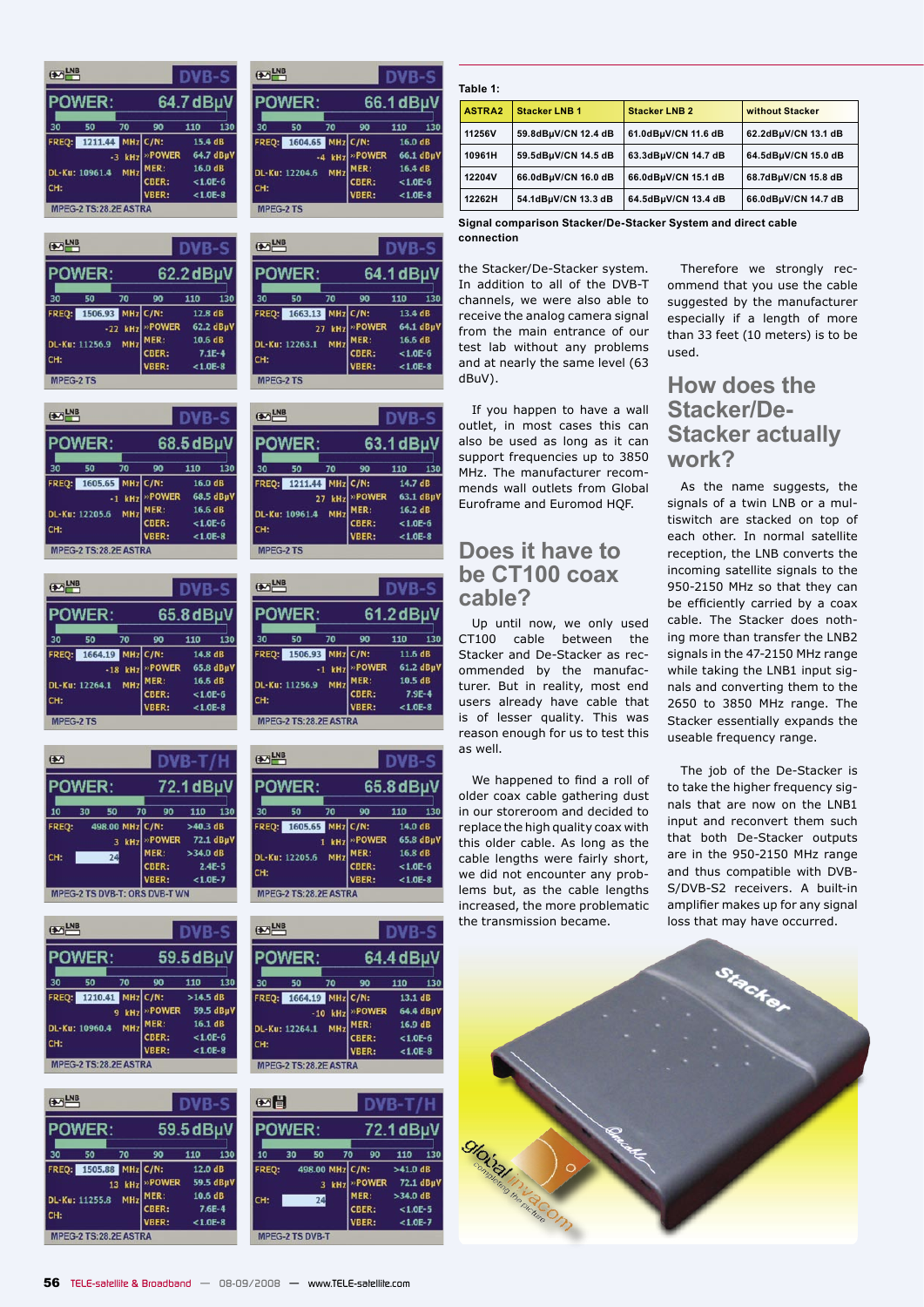Table 1:

| ASTRA2 | Stacker LNB 1 | Stacker LNB 2 | without Stacker |
|---|---|---|---|
| 11256V | 59.8dBµV/CN 12.4 dB | 61.0dBµV/CN 11.6 dB | 62.2dBµV/CN 13.1 dB |
| 10961H | 59.5dBµV/CN 14.5 dB | 63.3dBµV/CN 14.7 dB | 64.5dBµV/CN 15.0 dB |
| 12204V | 66.0dBµV/CN 16.0 dB | 66.0dBµV/CN 15.1 dB | 68.7dBµV/CN 15.8 dB |
| 12262H | 54.1dBµV/CN 13.3 dB | 64.5dBµV/CN 13.4 dB | 66.0dBµV/CN 14.7 dB |

**Signal comparison Stacker/De-Stacker System and direct cable connection**

the Stacker/De-Stacker system. In addition to all of the DVB-T channels, we were also able to receive the analog camera signal from the main entrance of our test lab without any problems and at nearly the same level (63 dBuV).

If you happen to have a wall outlet, in most cases this can also be used as long as it can support frequencies up to 3850 MHz. The manufacturer recommends wall outlets from Global Euroframe and Euromod HQF.

## Does it have to be CT100 coax cable?

Up until now, we only used CT100 cable between the Stacker and De-Stacker as recommended by the manufacturer. But in reality, most end users already have cable that is of lesser quality. This was reason enough for us to test this as well.

We happened to find a roll of older coax cable gathering dust in our storeroom and decided to replace the high quality coax with this older cable. As long as the cable lengths were fairly short, we did not encounter any problems but, as the cable lengths increased, the more problematic the transmission became.

Therefore we strongly recommend that you use the cable suggested by the manufacturer especially if a length of more than 33 feet (10 meters) is to be used.

## How does the Stacker/De-Stacker actually work?

As the name suggests, the signals of a twin LNB or a multiswitch are stacked on top of each other. In normal satellite reception, the LNB converts the incoming satellite signals to the 950-2150 MHz so that they can be efficiently carried by a coax cable. The Stacker does nothing more than transfer the LNB2 signals in the 47-2150 MHz range while taking the LNB1 input signals and converting them to the 2650 to 3850 MHz range. The Stacker essentially expands the useable frequency range.

The job of the De-Stacker is to take the higher frequency signals that are now on the LNB1 input and reconvert them such that both De-Stacker outputs are in the 950-2150 MHz range and thus compatible with DVB-S/DVB-S2 receivers. A built-in amplifier makes up for any signal loss that may have occurred.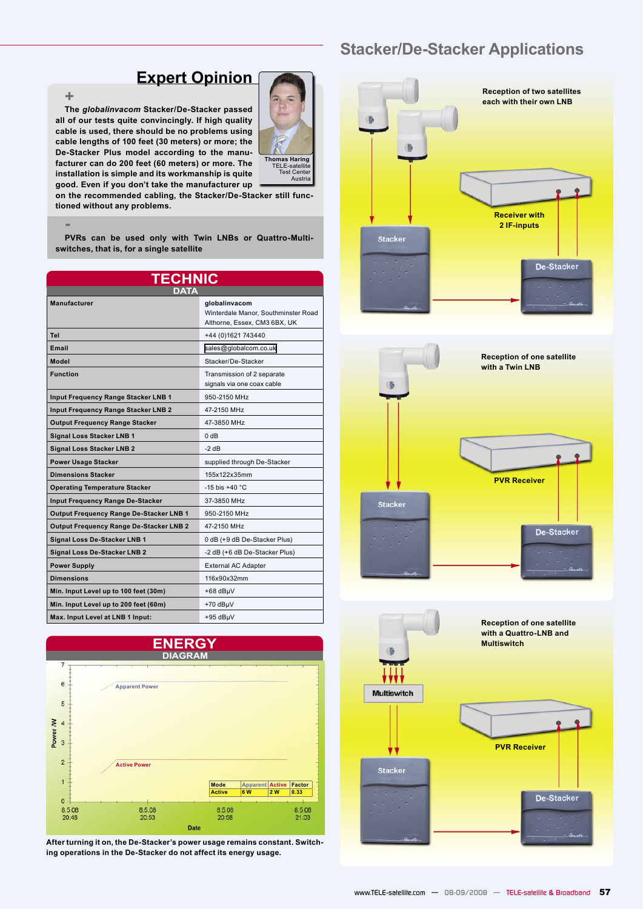## Expert Opinion

Thomas Haring
TELE-satellite
Test Center
Austria

**+**

**The *globalinvacom* Stacker/De-Stacker passed all of our tests quite convincingly. If high quality cable is used, there should be no problems using cable lengths of 100 feet (30 meters) or more; the De-Stacker Plus model according to the manufacturer can do 200 feet (60 meters) or more. The installation is simple and its workmanship is quite good. Even if you don't take the manufacturer up on the recommended cabling, the Stacker/De-Stacker still functioned without any problems.**

**-**

**PVRs can be used only with Twin LNBs or Quattro-Multiswitches, that is, for a single satellite**

## TECHNIC DATA

| | |
|---|---|
| **Manufacturer** | **globalinvacom** Winterdale Manor, Southminster Road Althorne, Essex, CM3 6BX, UK |
| **Tel** | +44 (0)1621 743440 |
| **Email** | sales@globalcom.co.uk |
| **Model** | Stacker/De-Stacker |
| **Function** | Transmission of 2 separate signals via one coax cable |
| **Input Frequency Range Stacker LNB 1** | 950-2150 MHz |
| **Input Frequency Range Stacker LNB 2** | 47-2150 MHz |
| **Output Frequency Range Stacker** | 47-3850 MHz |
| **Signal Loss Stacker LNB 1** | 0 dB |
| **Signal Loss Stacker LNB 2** | -2 dB |
| **Power Usage Stacker** | supplied through De-Stacker |
| **Dimensions Stacker** | 155x122x35mm |
| **Operating Temperature Stacker** | -15 bis +40 °C |
| **Input Frequency Range De-Stacker** | 37-3850 MHz |
| **Output Frequency Range De-Stacker LNB 1** | 950-2150 MHz |
| **Output Frequency Range De-Stacker LNB 2** | 47-2150 MHz |
| **Signal Loss De-Stacker LNB 1** | 0 dB (+9 dB De-Stacker Plus) |
| **Signal Loss De-Stacker LNB 2** | -2 dB (+6 dB De-Stacker Plus) |
| **Power Supply** | External AC Adapter |
| **Dimensions** | 116x90x32mm |
| **Min. Input Level up to 100 feet (30m)** | +68 dBµV |
| **Min. Input Level up to 200 feet (60m)** | +70 dBµV |
| **Max. Input Level at LNB 1 Input:** | +95 dBµV |

## ENERGY DIAGRAM

Power /W
7
6
5
4
3
2
1
0
Apparent Power
Active Power

| Mode | Apparent | Active | Factor |
|---|---|---|---|
| Active | 6 W | 2 W | 0.33 |

8.5.08 20:48
8.5.08 20:53
8.5.08 20:58
8.5.08 21:03
Date

**After turning it on, the De-Stacker's power usage remains constant. Switching operations in the De-Stacker do not affect its energy usage.**

## Stacker/De-Stacker Applications

**Reception of two satellites each with their own LNB**

Stacker
Receiver with 2 IF-inputs
De-Stacker

**Reception of one satellite with a Twin LNB**

Stacker
PVR Receiver
De-Stacker

**Reception of one satellite with a Quattro-LNB and Multiswitch**

Multiswitch
Stacker
PVR Receiver
De-Stacker